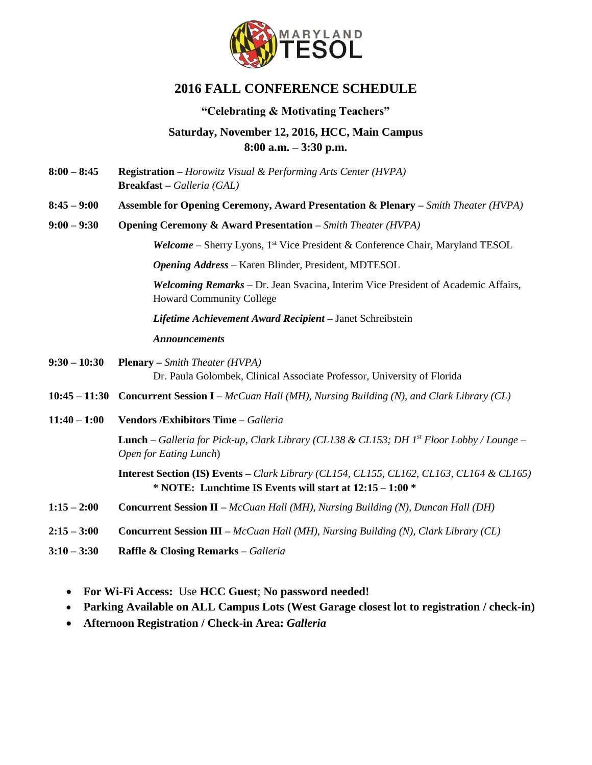MARYLAND TESOL

# 2016 FALL CONFERENCE SCHEDULE

### "Celebrating & Motivating Teachers"

### Saturday, November 12, 2016, HCC, Main Campus
### 8:00 a.m. – 3:30 p.m.

**8:00 – 8:45** **Registration** – *Horowitz Visual & Performing Arts Center (HVPA)*
**Breakfast** – *Galleria (GAL)*

**8:45 – 9:00** **Assemble for Opening Ceremony, Award Presentation & Plenary** – *Smith Theater (HVPA)*

**9:00 – 9:30** **Opening Ceremony & Award Presentation** – *Smith Theater (HVPA)*

***Welcome*** – Sherry Lyons, 1st Vice President & Conference Chair, Maryland TESOL

***Opening Address*** – Karen Blinder, President, MDTESOL

***Welcoming Remarks*** – Dr. Jean Svacina, Interim Vice President of Academic Affairs, Howard Community College

***Lifetime Achievement Award Recipient*** – Janet Schreibstein

***Announcements***

**9:30 – 10:30** **Plenary** – *Smith Theater (HVPA)*
Dr. Paula Golombek, Clinical Associate Professor, University of Florida

**10:45 – 11:30** **Concurrent Session I** – *McCuan Hall (MH), Nursing Building (N), and Clark Library (CL)*

**11:40 – 1:00** **Vendors /Exhibitors Time** – *Galleria*

**Lunch** – *Galleria for Pick-up, Clark Library (CL138 & CL153; DH 1st Floor Lobby / Lounge – Open for Eating Lunch)*

**Interest Section (IS) Events** – *Clark Library (CL154, CL155, CL162, CL163, CL164 & CL165)*
**\* NOTE: Lunchtime IS Events will start at 12:15 – 1:00 \***

**1:15 – 2:00** **Concurrent Session II** – *McCuan Hall (MH), Nursing Building (N), Duncan Hall (DH)*

**2:15 – 3:00** **Concurrent Session III** – *McCuan Hall (MH), Nursing Building (N), Clark Library (CL)*

**3:10 – 3:30** **Raffle & Closing Remarks** – *Galleria*

- **For Wi-Fi Access:** Use **HCC Guest**; **No password needed!**
- **Parking Available on ALL Campus Lots (West Garage closest lot to registration / check-in)**
- **Afternoon Registration / Check-in Area: *Galleria***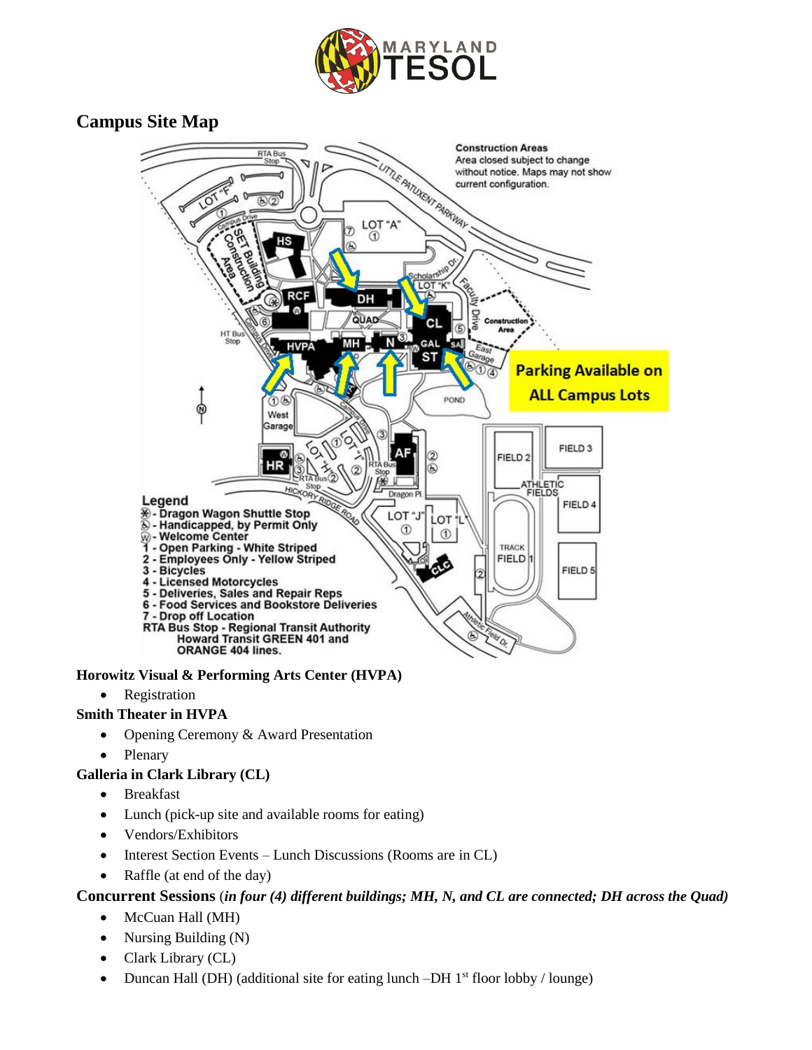## Campus Site Map

**Horowitz Visual & Performing Arts Center (HVPA)**

- Registration

**Smith Theater in HVPA**

- Opening Ceremony & Award Presentation
- Plenary

**Galleria in Clark Library (CL)**

- Breakfast
- Lunch (pick-up site and available rooms for eating)
- Vendors/Exhibitors
- Interest Section Events – Lunch Discussions (Rooms are in CL)
- Raffle (at end of the day)

**Concurrent Sessions** (***in four (4) different buildings; MH, N, and CL are connected; DH across the Quad)***

- McCuan Hall (MH)
- Nursing Building (N)
- Clark Library (CL)
- Duncan Hall (DH) (additional site for eating lunch –DH 1st floor lobby / lounge)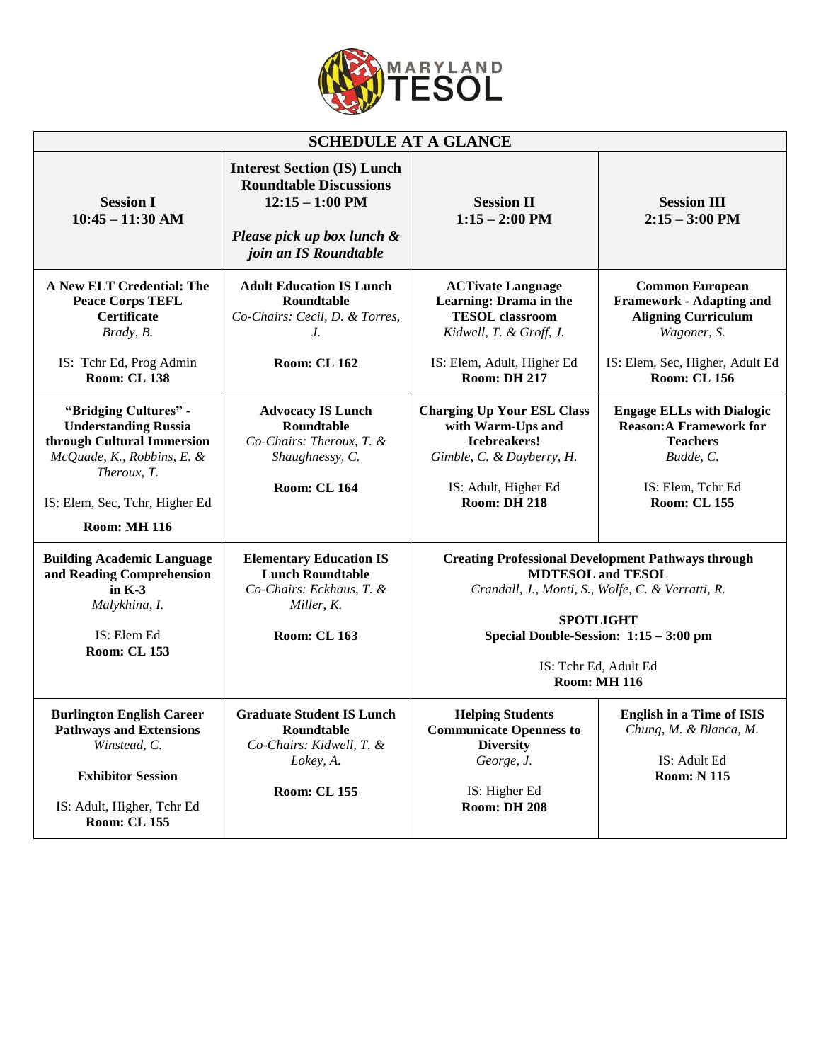MARYLAND TESOL

| SCHEDULE AT A GLANCE | | | |
|---|---|---|---|
| **Session I**<br>**10:45 – 11:30 AM** | **Interest Section (IS) Lunch Roundtable Discussions**<br>**12:15 – 1:00 PM**<br>***Please pick up box lunch & join an IS Roundtable*** | **Session II**<br>**1:15 – 2:00 PM** | **Session III**<br>**2:15 – 3:00 PM** |
| **A New ELT Credential: The Peace Corps TEFL Certificate**<br>*Brady, B.*<br>IS: Tchr Ed, Prog Admin<br>**Room: CL 138** | **Adult Education IS Lunch Roundtable**<br>*Co-Chairs: Cecil, D. & Torres, J.*<br>**Room: CL 162** | **ACTivate Language Learning: Drama in the TESOL classroom**<br>*Kidwell, T. & Groff, J.*<br>IS: Elem, Adult, Higher Ed<br>**Room: DH 217** | **Common European Framework - Adapting and Aligning Curriculum**<br>*Wagoner, S.*<br>IS: Elem, Sec, Higher, Adult Ed<br>**Room: CL 156** |
| **"Bridging Cultures" - Understanding Russia through Cultural Immersion**<br>*McQuade, K., Robbins, E. & Theroux, T.*<br>IS: Elem, Sec, Tchr, Higher Ed<br>**Room: MH 116** | **Advocacy IS Lunch Roundtable**<br>*Co-Chairs: Theroux, T. & Shaughnessy, C.*<br>**Room: CL 164** | **Charging Up Your ESL Class with Warm-Ups and Icebreakers!**<br>*Gimble, C. & Dayberry, H.*<br>IS: Adult, Higher Ed<br>**Room: DH 218** | **Engage ELLs with Dialogic Reason:A Framework for Teachers**<br>*Budde, C.*<br>IS: Elem, Tchr Ed<br>**Room: CL 155** |
| **Building Academic Language and Reading Comprehension in K-3**<br>*Malykhina, I.*<br>IS: Elem Ed<br>**Room: CL 153** | **Elementary Education IS Lunch Roundtable**<br>*Co-Chairs: Eckhaus, T. & Miller, K.*<br>**Room: CL 163** | **Creating Professional Development Pathways through MDTESOL and TESOL**<br>*Crandall, J., Monti, S., Wolfe, C. & Verratti, R.*<br>**SPOTLIGHT**<br>**Special Double-Session: 1:15 – 3:00 pm**<br>IS: Tchr Ed, Adult Ed<br>**Room: MH 116** | |
| **Burlington English Career Pathways and Extensions**<br>*Winstead, C.*<br>**Exhibitor Session**<br>IS: Adult, Higher, Tchr Ed<br>**Room: CL 155** | **Graduate Student IS Lunch Roundtable**<br>*Co-Chairs: Kidwell, T. & Lokey, A.*<br>**Room: CL 155** | **Helping Students Communicate Openness to Diversity**<br>*George, J.*<br>IS: Higher Ed<br>**Room: DH 208** | **English in a Time of ISIS**<br>*Chung, M. & Blanca, M.*<br>IS: Adult Ed<br>**Room: N 115** |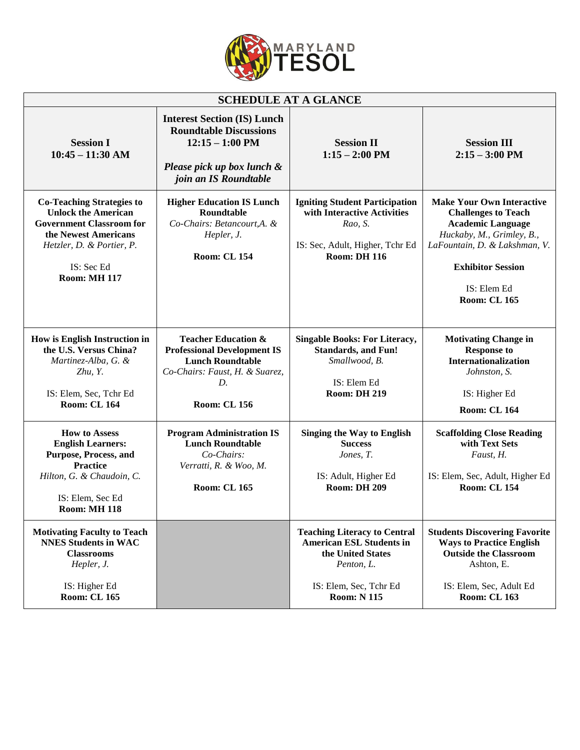MARYLAND TESOL

| SCHEDULE AT A GLANCE | | | |
|---|---|---|---|
| **Session I**<br>**10:45 – 11:30 AM** | **Interest Section (IS) Lunch Roundtable Discussions**<br>**12:15 – 1:00 PM**<br>***Please pick up box lunch & join an IS Roundtable*** | **Session II**<br>**1:15 – 2:00 PM** | **Session III**<br>**2:15 – 3:00 PM** |
| **Co-Teaching Strategies to Unlock the American Government Classroom for the Newest Americans**<br>*Hetzler, D. & Portier, P.*<br><br>IS: Sec Ed<br>**Room: MH 117** | **Higher Education IS Lunch Roundtable**<br>*Co-Chairs: Betancourt,A. & Hepler, J.*<br><br>**Room: CL 154** | **Igniting Student Participation with Interactive Activities**<br>*Rao, S.*<br><br>IS: Sec, Adult, Higher, Tchr Ed<br>**Room: DH 116** | **Make Your Own Interactive Challenges to Teach Academic Language**<br>*Huckaby, M., Grimley, B., LaFountain, D. & Lakshman, V.*<br><br>**Exhibitor Session**<br><br>IS: Elem Ed<br>**Room: CL 165** |
| **How is English Instruction in the U.S. Versus China?**<br>*Martinez-Alba, G. & Zhu, Y.*<br><br>IS: Elem, Sec, Tchr Ed<br>**Room: CL 164** | **Teacher Education & Professional Development IS Lunch Roundtable**<br>*Co-Chairs: Faust, H. & Suarez, D.*<br><br>**Room: CL 156** | **Singable Books: For Literacy, Standards, and Fun!**<br>*Smallwood, B.*<br><br>IS: Elem Ed<br>**Room: DH 219** | **Motivating Change in Response to Internationalization**<br>*Johnston, S.*<br><br>IS: Higher Ed<br><br>**Room: CL 164** |
| **How to Assess English Learners: Purpose, Process, and Practice**<br>*Hilton, G. & Chaudoin, C.*<br><br>IS: Elem, Sec Ed<br>**Room: MH 118** | **Program Administration IS Lunch Roundtable**<br>*Co-Chairs: Verratti, R. & Woo, M.*<br><br>**Room: CL 165** | **Singing the Way to English Success**<br>*Jones, T.*<br><br>IS: Adult, Higher Ed<br>**Room: DH 209** | **Scaffolding Close Reading with Text Sets**<br>*Faust, H.*<br><br>IS: Elem, Sec, Adult, Higher Ed<br>**Room: CL 154** |
| **Motivating Faculty to Teach NNES Students in WAC Classrooms**<br>*Hepler, J.*<br><br>IS: Higher Ed<br>**Room: CL 165** | | **Teaching Literacy to Central American ESL Students in the United States**<br>*Penton, L.*<br><br>IS: Elem, Sec, Tchr Ed<br>**Room: N 115** | **Students Discovering Favorite Ways to Practice English Outside the Classroom**<br>Ashton, E.<br><br>IS: Elem, Sec, Adult Ed<br>**Room: CL 163** |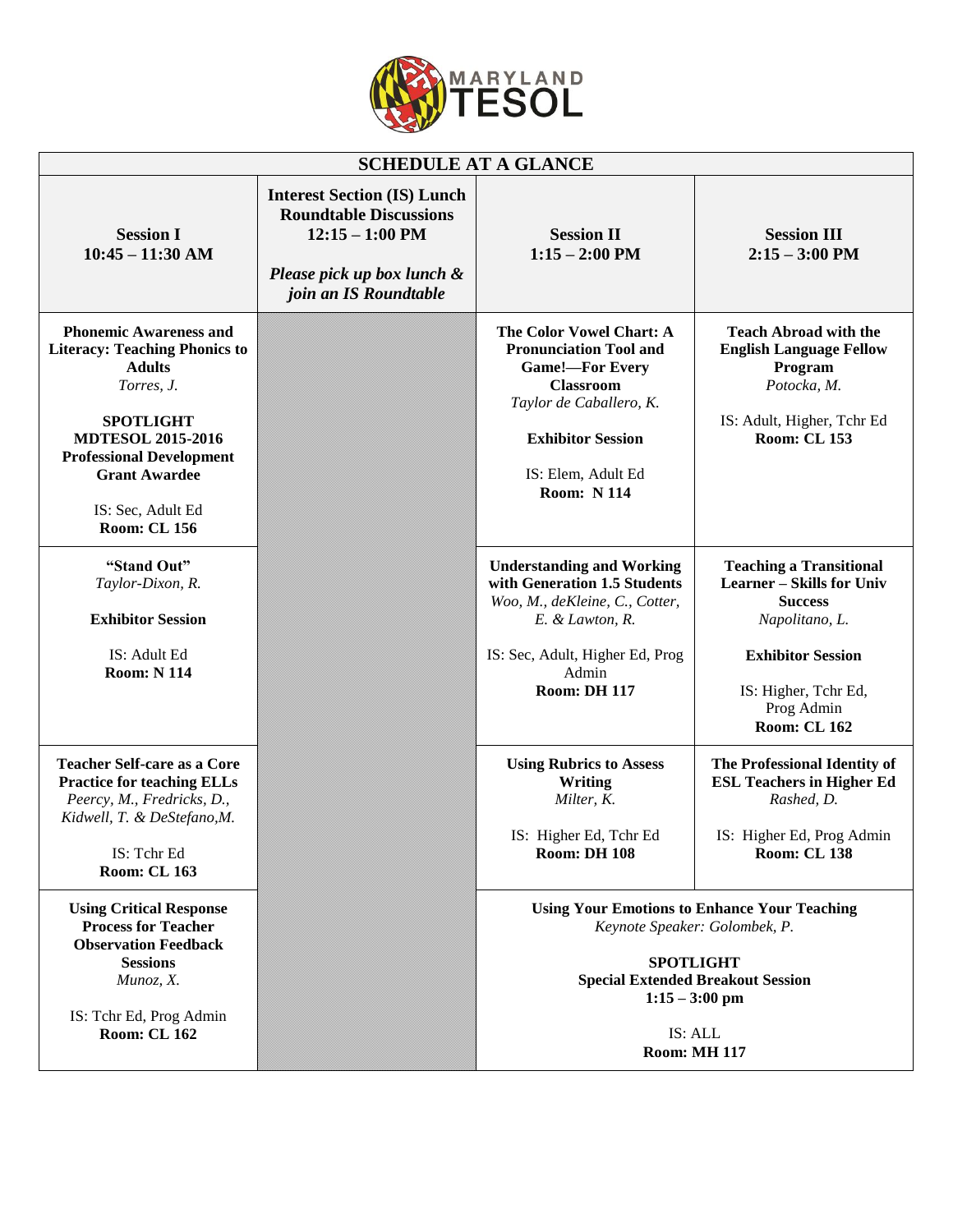MARYLAND TESOL

| SCHEDULE AT A GLANCE | | | |
|---|---|---|---|
| **Session I**<br>**10:45 – 11:30 AM** | **Interest Section (IS) Lunch Roundtable Discussions**<br>**12:15 – 1:00 PM**<br>***Please pick up box lunch & join an IS Roundtable*** | **Session II**<br>**1:15 – 2:00 PM** | **Session III**<br>**2:15 – 3:00 PM** |
| **Phonemic Awareness and Literacy: Teaching Phonics to Adults**<br>*Torres, J.*<br><br>**SPOTLIGHT**<br>**MDTESOL 2015-2016 Professional Development Grant Awardee**<br><br>IS: Sec, Adult Ed<br>**Room: CL 156** | | **The Color Vowel Chart: A Pronunciation Tool and Game!—For Every Classroom**<br>*Taylor de Caballero, K.*<br><br>**Exhibitor Session**<br><br>IS: Elem, Adult Ed<br>**Room: N 114** | **Teach Abroad with the English Language Fellow Program**<br>*Potocka, M.*<br><br>IS: Adult, Higher, Tchr Ed<br>**Room: CL 153** |
| **"Stand Out"**<br>*Taylor-Dixon, R.*<br><br>**Exhibitor Session**<br><br>IS: Adult Ed<br>**Room: N 114** | | **Understanding and Working with Generation 1.5 Students**<br>*Woo, M., deKleine, C., Cotter, E. & Lawton, R.*<br><br>IS: Sec, Adult, Higher Ed, Prog Admin<br>**Room: DH 117** | **Teaching a Transitional Learner – Skills for Univ Success**<br>*Napolitano, L.*<br><br>**Exhibitor Session**<br><br>IS: Higher, Tchr Ed, Prog Admin<br>**Room: CL 162** |
| **Teacher Self-care as a Core Practice for teaching ELLs**<br>*Peercy, M., Fredricks, D., Kidwell, T. & DeStefano,M.*<br><br>IS: Tchr Ed<br>**Room: CL 163** | | **Using Rubrics to Assess Writing**<br>*Milter, K.*<br><br>IS: Higher Ed, Tchr Ed<br>**Room: DH 108** | **The Professional Identity of ESL Teachers in Higher Ed**<br>*Rashed, D.*<br><br>IS: Higher Ed, Prog Admin<br>**Room: CL 138** |
| **Using Critical Response Process for Teacher Observation Feedback Sessions**<br>*Munoz, X.*<br><br>IS: Tchr Ed, Prog Admin<br>**Room: CL 162** | | **Using Your Emotions to Enhance Your Teaching**<br>*Keynote Speaker: Golombek, P.*<br><br>**SPOTLIGHT**<br>**Special Extended Breakout Session**<br>**1:15 – 3:00 pm**<br><br>IS: ALL<br>**Room: MH 117** | |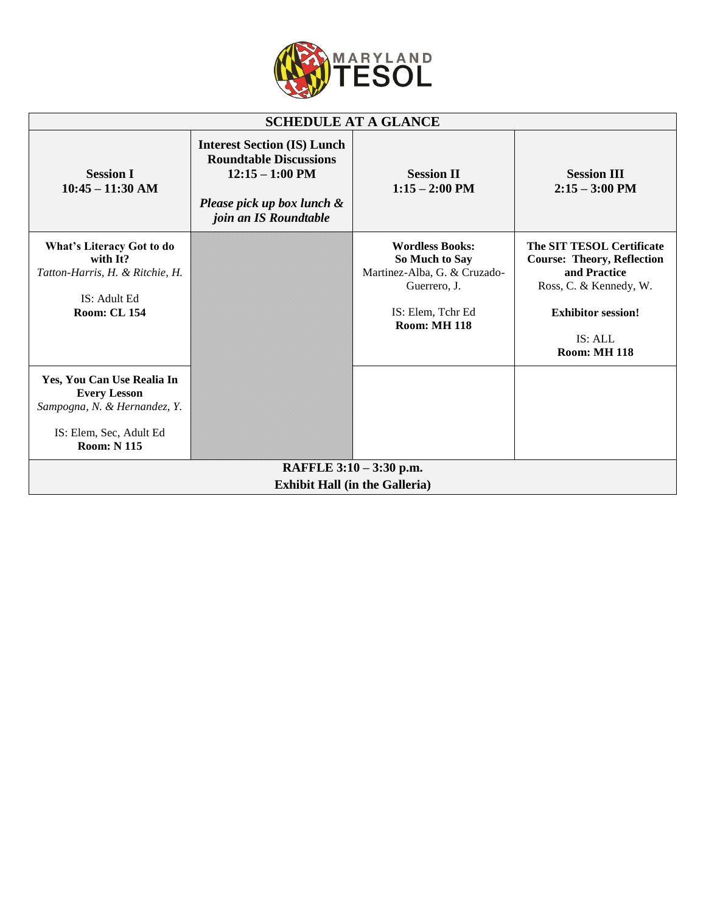MARYLAND TESOL

| SCHEDULE AT A GLANCE | | | |
|---|---|---|---|
| **Session I 10:45 – 11:30 AM** | **Interest Section (IS) Lunch Roundtable Discussions 12:15 – 1:00 PM** *Please pick up box lunch & join an IS Roundtable* | **Session II 1:15 – 2:00 PM** | **Session III 2:15 – 3:00 PM** |
| **What's Literacy Got to do with It?** *Tatton-Harris, H. & Ritchie, H.* IS: Adult Ed **Room: CL 154** | | **Wordless Books: So Much to Say** Martinez-Alba, G. & Cruzado-Guerrero, J. IS: Elem, Tchr Ed **Room: MH 118** | **The SIT TESOL Certificate Course: Theory, Reflection and Practice** Ross, C. & Kennedy, W. **Exhibitor session!** IS: ALL **Room: MH 118** |
| **Yes, You Can Use Realia In Every Lesson** *Sampogna, N. & Hernandez, Y.* IS: Elem, Sec, Adult Ed **Room: N 115** | | | |
| **RAFFLE 3:10 – 3:30 p.m. Exhibit Hall (in the Galleria)** | | | |